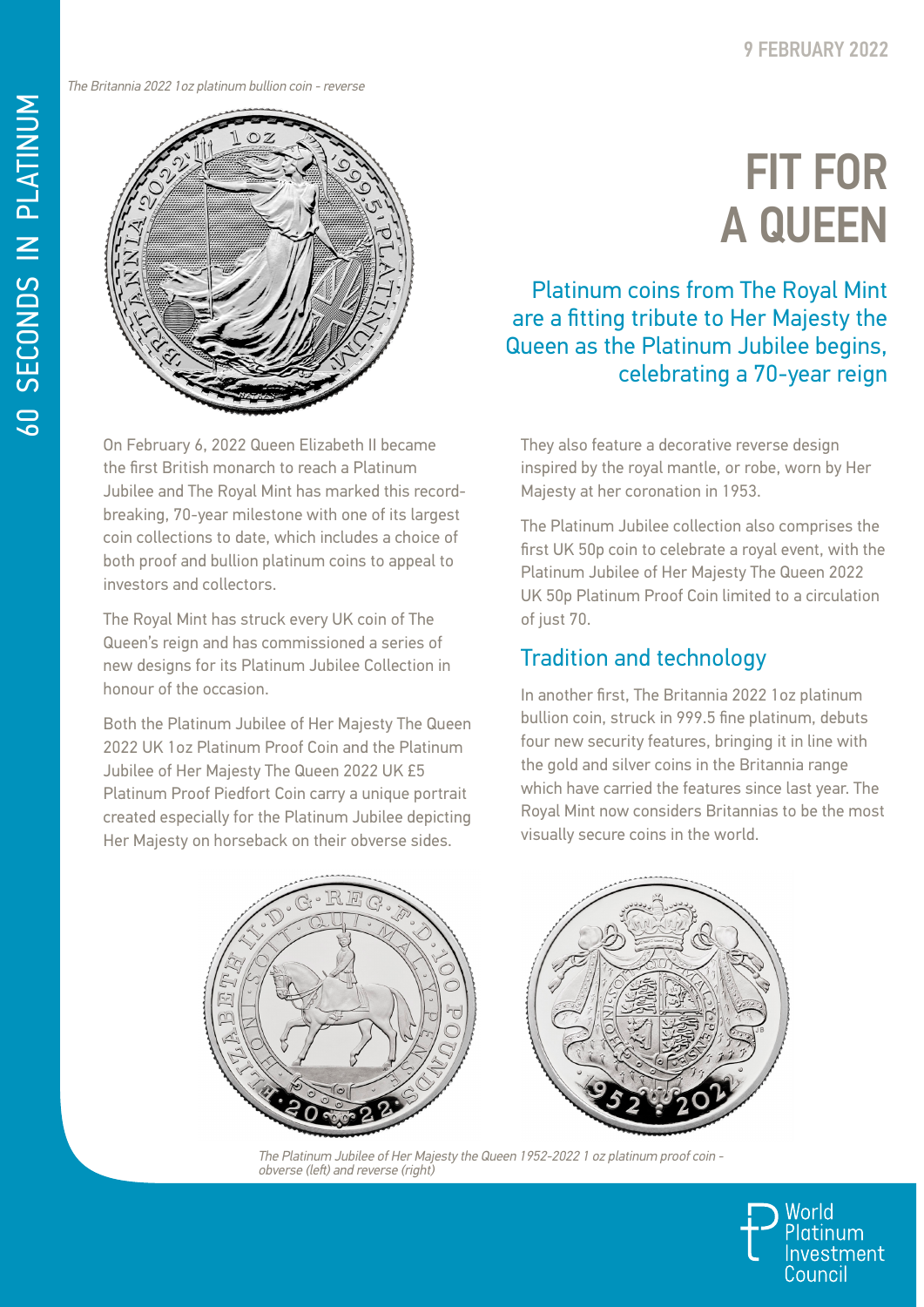9 FEBRUARY 2022

# FIT FOR A QUEEN

## Platinum coins from The Royal Mint are a fitting tribute to Her Majesty the Queen as the Platinum Jubilee begins, celebrating a 70-year reign

*The Britannia 2022 1oz platinum bullion coin - reverse*

On February 6, 2022 Queen Elizabeth II became the first British monarch to reach a Platinum Jubilee and The Royal Mint has marked this record-breaking, 70-year milestone with one of its largest coin collections to date, which includes a choice of both proof and bullion platinum coins to appeal to investors and collectors.

The Royal Mint has struck every UK coin of The Queen's reign and has commissioned a series of new designs for its Platinum Jubilee Collection in honour of the occasion.

Both the Platinum Jubilee of Her Majesty The Queen 2022 UK 1oz Platinum Proof Coin and the Platinum Jubilee of Her Majesty The Queen 2022 UK £5 Platinum Proof Piedfort Coin carry a unique portrait created especially for the Platinum Jubilee depicting Her Majesty on horseback on their obverse sides.

They also feature a decorative reverse design inspired by the royal mantle, or robe, worn by Her Majesty at her coronation in 1953.

The Platinum Jubilee collection also comprises the first UK 50p coin to celebrate a royal event, with the Platinum Jubilee of Her Majesty The Queen 2022 UK 50p Platinum Proof Coin limited to a circulation of just 70.

### Tradition and technology

In another first, The Britannia 2022 1oz platinum bullion coin, struck in 999.5 fine platinum, debuts four new security features, bringing it in line with the gold and silver coins in the Britannia range which have carried the features since last year. The Royal Mint now considers Britannias to be the most visually secure coins in the world.

*The Platinum Jubilee of Her Majesty the Queen 1952-2022 1 oz platinum proof coin - obverse (left) and reverse (right)*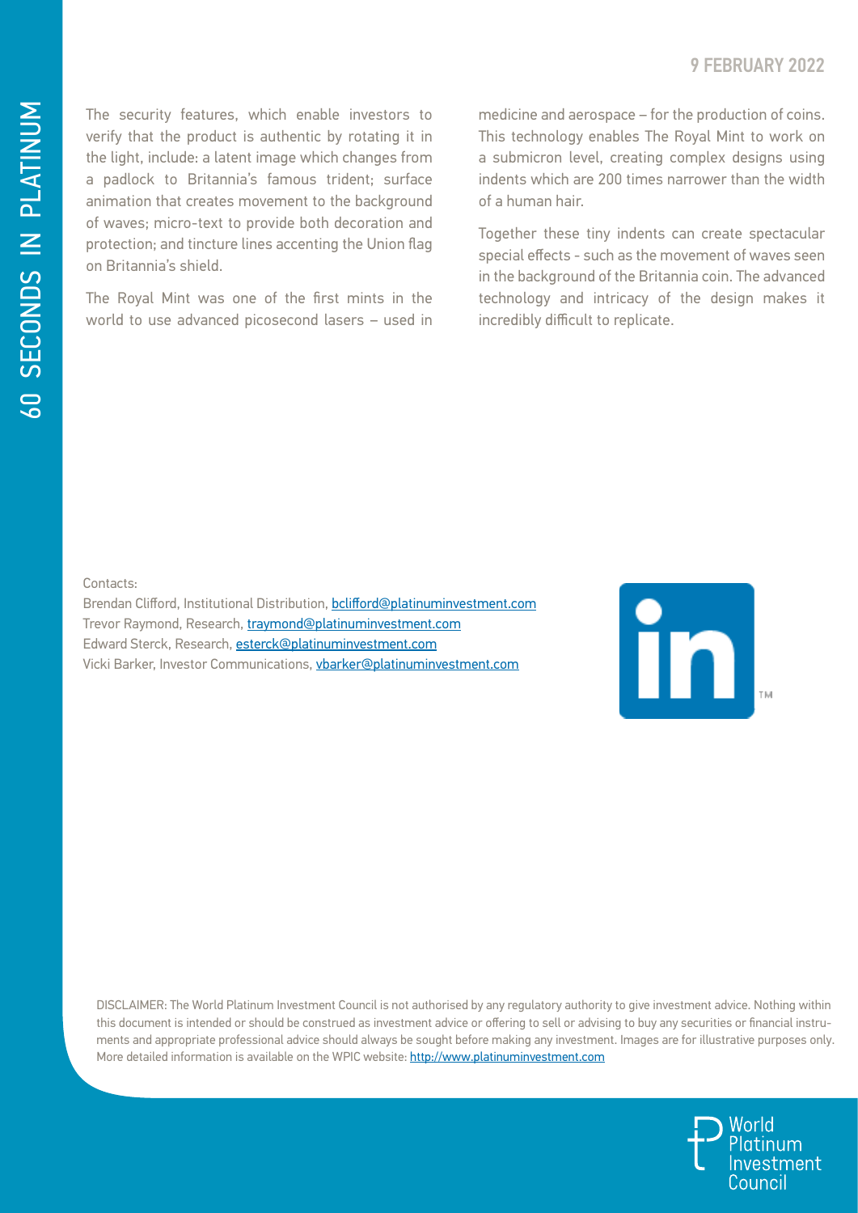The security features, which enable investors to verify that the product is authentic by rotating it in the light, include: a latent image which changes from a padlock to Britannia's famous trident; surface animation that creates movement to the background of waves; micro-text to provide both decoration and protection; and tincture lines accenting the Union flag on Britannia's shield.

The Royal Mint was one of the first mints in the world to use advanced picosecond lasers – used in medicine and aerospace – for the production of coins. This technology enables The Royal Mint to work on a submicron level, creating complex designs using indents which are 200 times narrower than the width of a human hair.

Together these tiny indents can create spectacular special effects - such as the movement of waves seen in the background of the Britannia coin. The advanced technology and intricacy of the design makes it incredibly difficult to replicate.

Contacts:
Brendan Clifford, Institutional Distribution, bclifford@platinuminvestment.com
Trevor Raymond, Research, traymond@platinuminvestment.com
Edward Sterck, Research, esterck@platinuminvestment.com
Vicki Barker, Investor Communications, vbarker@platinuminvestment.com

DISCLAIMER: The World Platinum Investment Council is not authorised by any regulatory authority to give investment advice. Nothing within this document is intended or should be construed as investment advice or offering to sell or advising to buy any securities or financial instruments and appropriate professional advice should always be sought before making any investment. Images are for illustrative purposes only. More detailed information is available on the WPIC website: http://www.platinuminvestment.com